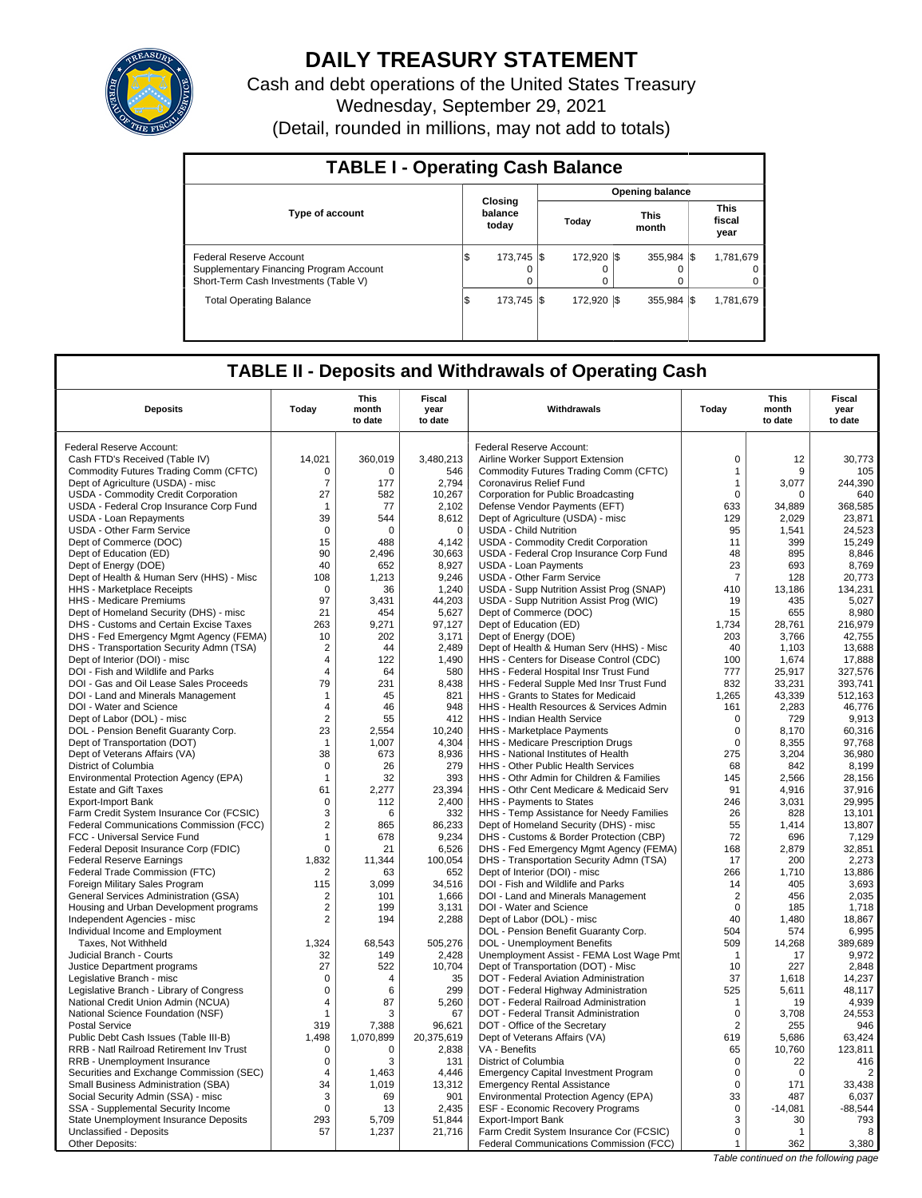# DAILY TREASURY STATEMENT

Cash and debt operations of the United States Treasury

Wednesday, September 29, 2021

(Detail, rounded in millions, may not add to totals)

## TABLE I - Operating Cash Balance

| Type of account | Closing balance today | Opening balance Today | Opening balance This month | Opening balance This fiscal year |
|---|---|---|---|---|
| Federal Reserve Account | $ 173,745 | $ 172,920 | $ 355,984 | $ 1,781,679 |
| Supplementary Financing Program Account | 0 | 0 | 0 | 0 |
| Short-Term Cash Investments (Table V) | 0 | 0 | 0 | 0 |
| Total Operating Balance | $ 173,745 | $ 172,920 | $ 355,984 | $ 1,781,679 |

## TABLE II - Deposits and Withdrawals of Operating Cash

| Deposits | Today | This month to date | Fiscal year to date | Withdrawals | Today | This month to date | Fiscal year to date |
|---|---|---|---|---|---|---|---|
| Federal Reserve Account: | | | | Federal Reserve Account: | | | |
| Cash FTD's Received (Table IV) | 14,021 | 360,019 | 3,480,213 | Airline Worker Support Extension | 0 | 12 | 30,773 |
| Commodity Futures Trading Comm (CFTC) | 0 | 0 | 546 | Commodity Futures Trading Comm (CFTC) | 1 | 9 | 105 |
| Dept of Agriculture (USDA) - misc | 7 | 177 | 2,794 | Coronavirus Relief Fund | 1 | 3,077 | 244,390 |
| USDA - Commodity Credit Corporation | 27 | 582 | 10,267 | Corporation for Public Broadcasting | 0 | 0 | 640 |
| USDA - Federal Crop Insurance Corp Fund | 1 | 77 | 2,102 | Defense Vendor Payments (EFT) | 633 | 34,889 | 368,585 |
| USDA - Loan Repayments | 39 | 544 | 8,612 | Dept of Agriculture (USDA) - misc | 129 | 2,029 | 23,871 |
| USDA - Other Farm Service | 0 | 0 | 0 | USDA - Child Nutrition | 95 | 1,541 | 24,523 |
| Dept of Commerce (DOC) | 15 | 488 | 4,142 | USDA - Commodity Credit Corporation | 11 | 399 | 15,249 |
| Dept of Education (ED) | 90 | 2,496 | 30,663 | USDA - Federal Crop Insurance Corp Fund | 48 | 895 | 8,846 |
| Dept of Energy (DOE) | 40 | 652 | 8,927 | USDA - Loan Payments | 23 | 693 | 8,769 |
| Dept of Health & Human Serv (HHS) - Misc | 108 | 1,213 | 9,246 | USDA - Other Farm Service | 7 | 128 | 20,773 |
| HHS - Marketplace Receipts | 0 | 36 | 1,240 | USDA - Supp Nutrition Assist Prog (SNAP) | 410 | 13,186 | 134,231 |
| HHS - Medicare Premiums | 97 | 3,431 | 44,203 | USDA - Supp Nutrition Assist Prog (WIC) | 19 | 435 | 5,027 |
| Dept of Homeland Security (DHS) - misc | 21 | 454 | 5,627 | Dept of Commerce (DOC) | 15 | 655 | 8,980 |
| DHS - Customs and Certain Excise Taxes | 263 | 9,271 | 97,127 | Dept of Education (ED) | 1,734 | 28,761 | 216,979 |
| DHS - Fed Emergency Mgmt Agency (FEMA) | 10 | 202 | 3,171 | Dept of Energy (DOE) | 203 | 3,766 | 42,755 |
| DHS - Transportation Security Admn (TSA) | 2 | 44 | 2,489 | Dept of Health & Human Serv (HHS) - Misc | 40 | 1,103 | 13,688 |
| Dept of Interior (DOI) - misc | 4 | 122 | 1,490 | HHS - Centers for Disease Control (CDC) | 100 | 1,674 | 17,888 |
| DOI - Fish and Wildlife and Parks | 4 | 64 | 580 | HHS - Federal Hospital Insr Trust Fund | 777 | 25,917 | 327,576 |
| DOI - Gas and Oil Lease Sales Proceeds | 79 | 231 | 8,438 | HHS - Federal Supple Med Insr Trust Fund | 832 | 33,231 | 393,741 |
| DOI - Land and Minerals Management | 1 | 45 | 821 | HHS - Grants to States for Medicaid | 1,265 | 43,339 | 512,163 |
| DOI - Water and Science | 4 | 46 | 948 | HHS - Health Resources & Services Admin | 161 | 2,283 | 46,776 |
| Dept of Labor (DOL) - misc | 2 | 55 | 412 | HHS - Indian Health Service | 0 | 729 | 9,913 |
| DOL - Pension Benefit Guaranty Corp. | 23 | 2,554 | 10,240 | HHS - Marketplace Payments | 0 | 8,170 | 60,316 |
| Dept of Transportation (DOT) | 1 | 1,007 | 4,304 | HHS - Medicare Prescription Drugs | 0 | 8,355 | 97,768 |
| Dept of Veterans Affairs (VA) | 38 | 673 | 8,936 | HHS - National Institutes of Health | 275 | 3,204 | 36,980 |
| District of Columbia | 0 | 26 | 279 | HHS - Other Public Health Services | 68 | 842 | 8,199 |
| Environmental Protection Agency (EPA) | 1 | 32 | 393 | HHS - Othr Admin for Children & Families | 145 | 2,566 | 28,156 |
| Estate and Gift Taxes | 61 | 2,277 | 23,394 | HHS - Othr Cent Medicare & Medicaid Serv | 91 | 4,916 | 37,916 |
| Export-Import Bank | 0 | 112 | 2,400 | HHS - Payments to States | 246 | 3,031 | 29,995 |
| Farm Credit System Insurance Cor (FCSIC) | 3 | 6 | 332 | HHS - Temp Assistance for Needy Families | 26 | 828 | 13,101 |
| Federal Communications Commission (FCC) | 2 | 865 | 86,233 | Dept of Homeland Security (DHS) - misc | 55 | 1,414 | 13,807 |
| FCC - Universal Service Fund | 1 | 678 | 9,234 | DHS - Customs & Border Protection (CBP) | 72 | 696 | 7,129 |
| Federal Deposit Insurance Corp (FDIC) | 0 | 21 | 6,526 | DHS - Fed Emergency Mgmt Agency (FEMA) | 168 | 2,879 | 32,851 |
| Federal Reserve Earnings | 1,832 | 11,344 | 100,054 | DHS - Transportation Security Admn (TSA) | 17 | 200 | 2,273 |
| Federal Trade Commission (FTC) | 2 | 63 | 652 | Dept of Interior (DOI) - misc | 266 | 1,710 | 13,886 |
| Foreign Military Sales Program | 115 | 3,099 | 34,516 | DOI - Fish and Wildlife and Parks | 14 | 405 | 3,693 |
| General Services Administration (GSA) | 2 | 101 | 1,666 | DOI - Land and Minerals Management | 2 | 456 | 2,035 |
| Housing and Urban Development programs | 2 | 199 | 3,131 | DOI - Water and Science | 0 | 185 | 1,718 |
| Independent Agencies - misc | 2 | 194 | 2,288 | Dept of Labor (DOL) - misc | 40 | 1,480 | 18,867 |
| Individual Income and Employment | | | | DOL - Pension Benefit Guaranty Corp. | 504 | 574 | 6,995 |
| Taxes, Not Withheld | 1,324 | 68,543 | 505,276 | DOL - Unemployment Benefits | 509 | 14,268 | 389,689 |
| Judicial Branch - Courts | 32 | 149 | 2,428 | Unemployment Assist - FEMA Lost Wage Pmt | 1 | 17 | 9,972 |
| Justice Department programs | 27 | 522 | 10,704 | Dept of Transportation (DOT) - Misc | 10 | 227 | 2,848 |
| Legislative Branch - misc | 0 | 4 | 35 | DOT - Federal Aviation Administration | 37 | 1,618 | 14,237 |
| Legislative Branch - Library of Congress | 0 | 6 | 299 | DOT - Federal Highway Administration | 525 | 5,611 | 48,117 |
| National Credit Union Admin (NCUA) | 4 | 87 | 5,260 | DOT - Federal Railroad Administration | 1 | 19 | 4,939 |
| National Science Foundation (NSF) | 1 | 3 | 67 | DOT - Federal Transit Administration | 0 | 3,708 | 24,553 |
| Postal Service | 319 | 7,388 | 96,621 | DOT - Office of the Secretary | 2 | 255 | 946 |
| Public Debt Cash Issues (Table III-B) | 1,498 | 1,070,899 | 20,375,619 | Dept of Veterans Affairs (VA) | 619 | 5,686 | 63,424 |
| RRB - Natl Railroad Retirement Inv Trust | 0 | 0 | 2,838 | VA - Benefits | 65 | 10,760 | 123,811 |
| RRB - Unemployment Insurance | 0 | 3 | 131 | District of Columbia | 0 | 22 | 416 |
| Securities and Exchange Commission (SEC) | 4 | 1,463 | 4,446 | Emergency Capital Investment Program | 0 | 0 | 2 |
| Small Business Administration (SBA) | 34 | 1,019 | 13,312 | Emergency Rental Assistance | 0 | 171 | 33,438 |
| Social Security Admin (SSA) - misc | 3 | 69 | 901 | Environmental Protection Agency (EPA) | 33 | 487 | 6,037 |
| SSA - Supplemental Security Income | 0 | 13 | 2,435 | ESF - Economic Recovery Programs | 0 | -14,081 | -88,544 |
| State Unemployment Insurance Deposits | 293 | 5,709 | 51,844 | Export-Import Bank | 3 | 30 | 793 |
| Unclassified - Deposits | 57 | 1,237 | 21,716 | Farm Credit System Insurance Cor (FCSIC) | 0 | 1 | 8 |
| Other Deposits: | | | | Federal Communications Commission (FCC) | 1 | 362 | 3,380 |

*Table continued on the following page*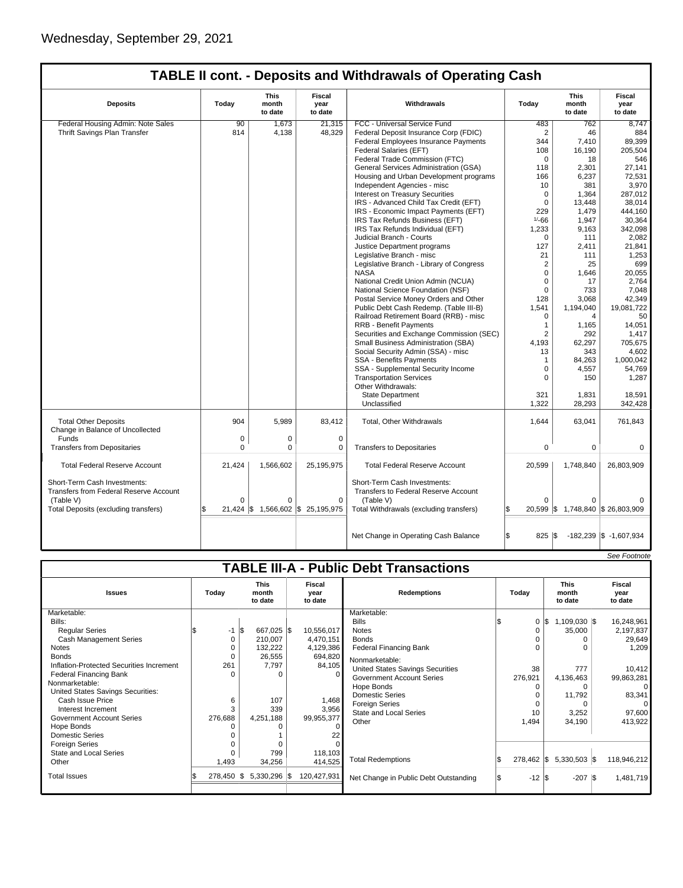Wednesday, September 29, 2021

## TABLE II cont. - Deposits and Withdrawals of Operating Cash

| Deposits | Today | This month to date | Fiscal year to date | Withdrawals | Today | This month to date | Fiscal year to date |
|---|---|---|---|---|---|---|---|
| Federal Housing Admin: Note Sales | 90 | 1,673 | 21,315 | FCC - Universal Service Fund | 483 | 762 | 8,747 |
| Thrift Savings Plan Transfer | 814 | 4,138 | 48,329 | Federal Deposit Insurance Corp (FDIC) | 2 | 46 | 884 |
| | | | | Federal Employees Insurance Payments | 344 | 7,410 | 89,399 |
| | | | | Federal Salaries (EFT) | 108 | 16,190 | 205,504 |
| | | | | Federal Trade Commission (FTC) | 0 | 18 | 546 |
| | | | | General Services Administration (GSA) | 118 | 2,301 | 27,141 |
| | | | | Housing and Urban Development programs | 166 | 6,237 | 72,531 |
| | | | | Independent Agencies - misc | 10 | 381 | 3,970 |
| | | | | Interest on Treasury Securities | 0 | 1,364 | 287,012 |
| | | | | IRS - Advanced Child Tax Credit (EFT) | 0 | 13,448 | 38,014 |
| | | | | IRS - Economic Impact Payments (EFT) | 229 | 1,479 | 444,160 |
| | | | | IRS Tax Refunds Business (EFT) | 1/-66 | 1,947 | 30,364 |
| | | | | IRS Tax Refunds Individual (EFT) | 1,233 | 9,163 | 342,098 |
| | | | | Judicial Branch - Courts | 0 | 111 | 2,082 |
| | | | | Justice Department programs | 127 | 2,411 | 21,841 |
| | | | | Legislative Branch - misc | 21 | 111 | 1,253 |
| | | | | Legislative Branch - Library of Congress | 2 | 25 | 699 |
| | | | | NASA | 0 | 1,646 | 20,055 |
| | | | | National Credit Union Admin (NCUA) | 0 | 17 | 2,764 |
| | | | | National Science Foundation (NSF) | 0 | 733 | 7,048 |
| | | | | Postal Service Money Orders and Other | 128 | 3,068 | 42,349 |
| | | | | Public Debt Cash Redemp. (Table III-B) | 1,541 | 1,194,040 | 19,081,722 |
| | | | | Railroad Retirement Board (RRB) - misc | 0 | 4 | 50 |
| | | | | RRB - Benefit Payments | 1 | 1,165 | 14,051 |
| | | | | Securities and Exchange Commission (SEC) | 2 | 292 | 1,417 |
| | | | | Small Business Administration (SBA) | 4,193 | 62,297 | 705,675 |
| | | | | Social Security Admin (SSA) - misc | 13 | 343 | 4,602 |
| | | | | SSA - Benefits Payments | 1 | 84,263 | 1,000,042 |
| | | | | SSA - Supplemental Security Income | 0 | 4,557 | 54,769 |
| | | | | Transportation Services | 0 | 150 | 1,287 |
| | | | | Other Withdrawals: | | | |
| | | | | State Department | 321 | 1,831 | 18,591 |
| | | | | Unclassified | 1,322 | 28,293 | 342,428 |
| Total Other Deposits | 904 | 5,989 | 83,412 | Total, Other Withdrawals | 1,644 | 63,041 | 761,843 |
| Change in Balance of Uncollected Funds | 0 | 0 | 0 | | | | |
| Transfers from Depositaries | 0 | 0 | 0 | Transfers to Depositaries | 0 | 0 | 0 |
| Total Federal Reserve Account | 21,424 | 1,566,602 | 25,195,975 | Total Federal Reserve Account | 20,599 | 1,748,840 | 26,803,909 |
| Short-Term Cash Investments: Transfers from Federal Reserve Account (Table V) | 0 | 0 | 0 | Short-Term Cash Investments: Transfers to Federal Reserve Account (Table V) | 0 | 0 | 0 |
| Total Deposits (excluding transfers) | $ 21,424 | $ 1,566,602 | $ 25,195,975 | Total Withdrawals (excluding transfers) | $ 20,599 | $ 1,748,840 | $ 26,803,909 |
| | | | | Net Change in Operating Cash Balance | $ 825 | $ -182,239 | $ -1,607,934 |

See Footnote

## TABLE III-A - Public Debt Transactions

| Issues | Today | This month to date | Fiscal year to date | Redemptions | Today | This month to date | Fiscal year to date |
|---|---|---|---|---|---|---|---|
| Marketable: | | | | Marketable: | | | |
| Bills: | | | | Bills | $ 0 | $ 1,109,030 | $ 16,248,961 |
| Regular Series | $ -1 | $ 667,025 | $ 10,556,017 | Notes | 0 | 35,000 | 2,197,837 |
| Cash Management Series | 0 | 210,007 | 4,470,151 | Bonds | 0 | 0 | 29,649 |
| Notes | 0 | 132,222 | 4,129,386 | Federal Financing Bank | 0 | 0 | 1,209 |
| Bonds | 0 | 26,555 | 694,820 | Nonmarketable: | | | |
| Inflation-Protected Securities Increment | 261 | 7,797 | 84,105 | United States Savings Securities | 38 | 777 | 10,412 |
| Federal Financing Bank | 0 | 0 | 0 | Government Account Series | 276,921 | 4,136,463 | 99,863,281 |
| Nonmarketable: | | | | Hope Bonds | 0 | 0 | 0 |
| United States Savings Securities: | | | | Domestic Series | 0 | 11,792 | 83,341 |
| Cash Issue Price | 6 | 107 | 1,468 | Foreign Series | 0 | 0 | 0 |
| Interest Increment | 3 | 339 | 3,956 | State and Local Series | 10 | 3,252 | 97,600 |
| Government Account Series | 276,688 | 4,251,188 | 99,955,377 | Other | 1,494 | 34,190 | 413,922 |
| Hope Bonds | 0 | 0 | 0 | | | | |
| Domestic Series | 0 | 1 | 22 | | | | |
| Foreign Series | 0 | 0 | 0 | | | | |
| State and Local Series | 0 | 799 | 118,103 | | | | |
| Other | 1,493 | 34,256 | 414,525 | Total Redemptions | $ 278,462 | $ 5,330,503 | $ 118,946,212 |
| Total Issues | $ 278,450 | $ 5,330,296 | $ 120,427,931 | Net Change in Public Debt Outstanding | $ -12 | $ -207 | $ 1,481,719 |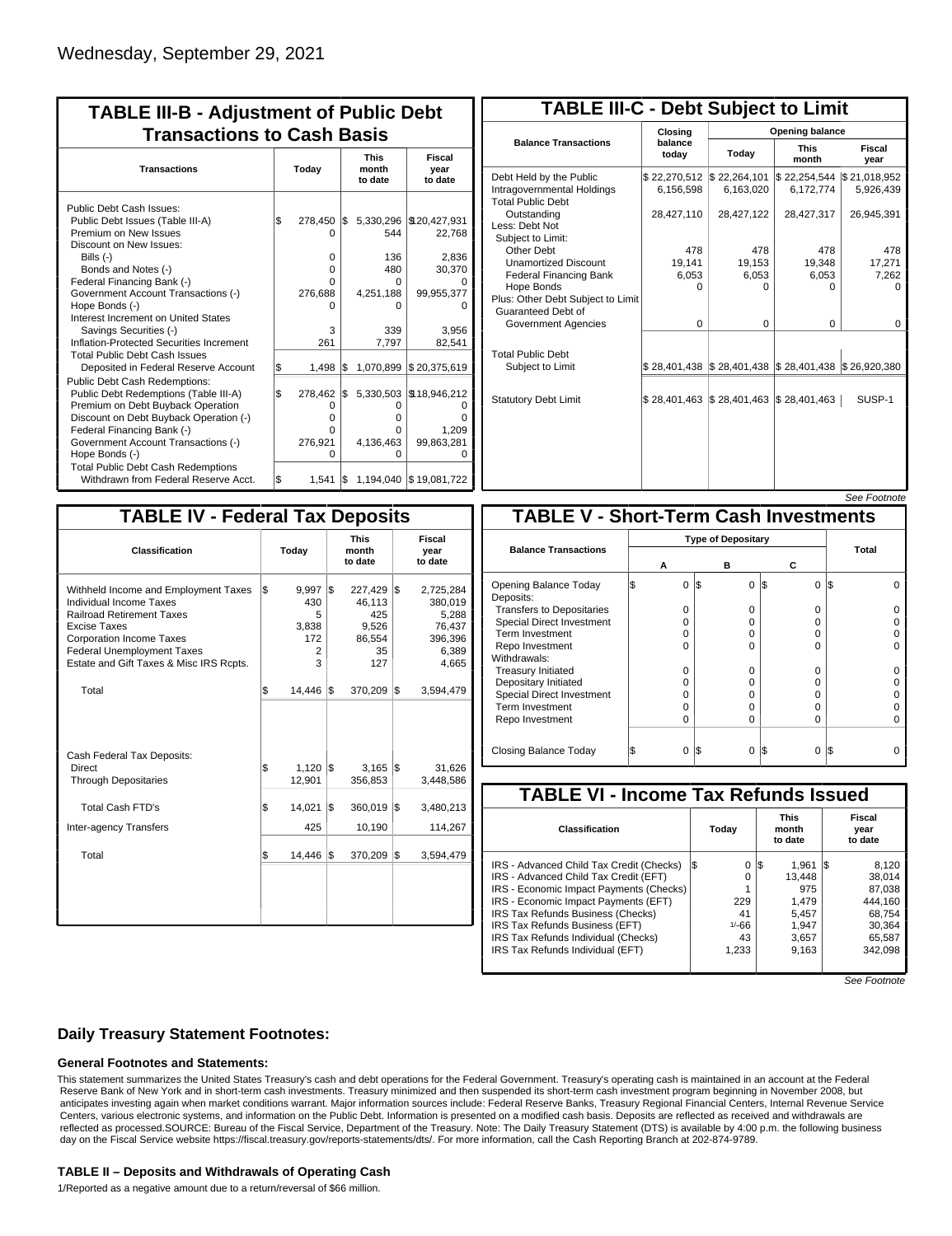Wednesday, September 29, 2021

## TABLE III-B - Adjustment of Public Debt Transactions to Cash Basis

| Transactions | Today | This month to date | Fiscal year to date |
|---|---|---|---|
| Public Debt Cash Issues: | | | |
| Public Debt Issues (Table III-A) | $ 278,450 | $ 5,330,296 | $20,427,931 |
| Premium on New Issues | 0 | 544 | 22,768 |
| Discount on New Issues: | | | |
| Bills (-) | 0 | 136 | 2,836 |
| Bonds and Notes (-) | 0 | 480 | 30,370 |
| Federal Financing Bank (-) | 0 | 0 | 0 |
| Government Account Transactions (-) | 276,688 | 4,251,188 | 99,955,377 |
| Hope Bonds (-) | 0 | 0 | 0 |
| Interest Increment on United States Savings Securities (-) | 3 | 339 | 3,956 |
| Inflation-Protected Securities Increment | 261 | 7,797 | 82,541 |
| Total Public Debt Cash Issues Deposited in Federal Reserve Account | $ 1,498 | $ 1,070,899 | $ 20,375,619 |
| Public Debt Cash Redemptions: | | | |
| Public Debt Redemptions (Table III-A) | $ 278,462 | $ 5,330,503 | $18,946,212 |
| Premium on Debt Buyback Operation | 0 | 0 | 0 |
| Discount on Debt Buyback Operation (-) | 0 | 0 | 0 |
| Federal Financing Bank (-) | 0 | 0 | 1,209 |
| Government Account Transactions (-) | 276,921 | 4,136,463 | 99,863,281 |
| Hope Bonds (-) | 0 | 0 | 0 |
| Total Public Debt Cash Redemptions Withdrawn from Federal Reserve Acct. | $ 1,541 | $ 1,194,040 | $ 19,081,722 |

## TABLE III-C - Debt Subject to Limit

| Balance Transactions | Closing balance today | Opening balance Today | Opening balance This month | Opening balance Fiscal year |
|---|---|---|---|---|
| Debt Held by the Public | $ 22,270,512 | $ 22,264,101 | $ 22,254,544 | $ 21,018,952 |
| Intragovernmental Holdings | 6,156,598 | 6,163,020 | 6,172,774 | 5,926,439 |
| Total Public Debt Outstanding | 28,427,110 | 28,427,122 | 28,427,317 | 26,945,391 |
| Less: Debt Not Subject to Limit: | | | | |
| Other Debt | 478 | 478 | 478 | 478 |
| Unamortized Discount | 19,141 | 19,153 | 19,348 | 17,271 |
| Federal Financing Bank | 6,053 | 6,053 | 6,053 | 7,262 |
| Hope Bonds | 0 | 0 | 0 | 0 |
| Plus: Other Debt Subject to Limit Guaranteed Debt of Government Agencies | 0 | 0 | 0 | 0 |
| Total Public Debt Subject to Limit | $ 28,401,438 | $ 28,401,438 | $ 28,401,438 | $ 26,920,380 |
| Statutory Debt Limit | $ 28,401,463 | $ 28,401,463 | $ 28,401,463 | SUSP-1 |

*See Footnote*

## TABLE IV - Federal Tax Deposits

| Classification | Today | This month to date | Fiscal year to date |
|---|---|---|---|
| Withheld Income and Employment Taxes | $ 9,997 | $ 227,429 | $ 2,725,284 |
| Individual Income Taxes | 430 | 46,113 | 380,019 |
| Railroad Retirement Taxes | 5 | 425 | 5,288 |
| Excise Taxes | 3,838 | 9,526 | 76,437 |
| Corporation Income Taxes | 172 | 86,554 | 396,396 |
| Federal Unemployment Taxes | 2 | 35 | 6,389 |
| Estate and Gift Taxes & Misc IRS Rcpts. | 3 | 127 | 4,665 |
| Total | $ 14,446 | $ 370,209 | $ 3,594,479 |
| Cash Federal Tax Deposits: | | | |
| Direct | $ 1,120 | $ 3,165 | $ 31,626 |
| Through Depositaries | 12,901 | 356,853 | 3,448,586 |
| Total Cash FTD's | $ 14,021 | $ 360,019 | $ 3,480,213 |
| Inter-agency Transfers | 425 | 10,190 | 114,267 |
| Total | $ 14,446 | $ 370,209 | $ 3,594,479 |

## TABLE V - Short-Term Cash Investments

| Balance Transactions | Type of Depositary A | B | C | Total |
|---|---|---|---|---|
| Opening Balance Today | $ 0 | $ 0 | $ 0 | $ 0 |
| Deposits: | | | | |
| Transfers to Depositaries | 0 | 0 | 0 | 0 |
| Special Direct Investment | 0 | 0 | 0 | 0 |
| Term Investment | 0 | 0 | 0 | 0 |
| Repo Investment | 0 | 0 | 0 | 0 |
| Withdrawals: | | | | |
| Treasury Initiated | 0 | 0 | 0 | 0 |
| Depositary Initiated | 0 | 0 | 0 | 0 |
| Special Direct Investment | 0 | 0 | 0 | 0 |
| Term Investment | 0 | 0 | 0 | 0 |
| Repo Investment | 0 | 0 | 0 | 0 |
| Closing Balance Today | $ 0 | $ 0 | $ 0 | $ 0 |

## TABLE VI - Income Tax Refunds Issued

| Classification | Today | This month to date | Fiscal year to date |
|---|---|---|---|
| IRS - Advanced Child Tax Credit (Checks) | $ 0 | $ 1,961 | $ 8,120 |
| IRS - Advanced Child Tax Credit (EFT) | 0 | 13,448 | 38,014 |
| IRS - Economic Impact Payments (Checks) | 1 | 975 | 87,038 |
| IRS - Economic Impact Payments (EFT) | 229 | 1,479 | 444,160 |
| IRS Tax Refunds Business (Checks) | 41 | 5,457 | 68,754 |
| IRS Tax Refunds Business (EFT) | 1/-66 | 1,947 | 30,364 |
| IRS Tax Refunds Individual (Checks) | 43 | 3,657 | 65,587 |
| IRS Tax Refunds Individual (EFT) | 1,233 | 9,163 | 342,098 |

*See Footnote*

## Daily Treasury Statement Footnotes:

### General Footnotes and Statements:

This statement summarizes the United States Treasury's cash and debt operations for the Federal Government. Treasury's operating cash is maintained in an account at the Federal Reserve Bank of New York and in short-term cash investments. Treasury minimized and then suspended its short-term cash investment program beginning in November 2008, but anticipates investing again when market conditions warrant. Major information sources include: Federal Reserve Banks, Treasury Regional Financial Centers, Internal Revenue Service Centers, various electronic systems, and information on the Public Debt. Information is presented on a modified cash basis. Deposits are reflected as received and withdrawals are reflected as processed.SOURCE: Bureau of the Fiscal Service, Department of the Treasury. Note: The Daily Treasury Statement (DTS) is available by 4:00 p.m. the following business day on the Fiscal Service website https://fiscal.treasury.gov/reports-statements/dts/. For more information, call the Cash Reporting Branch at 202-874-9789.

### TABLE II – Deposits and Withdrawals of Operating Cash

1/Reported as a negative amount due to a return/reversal of $66 million.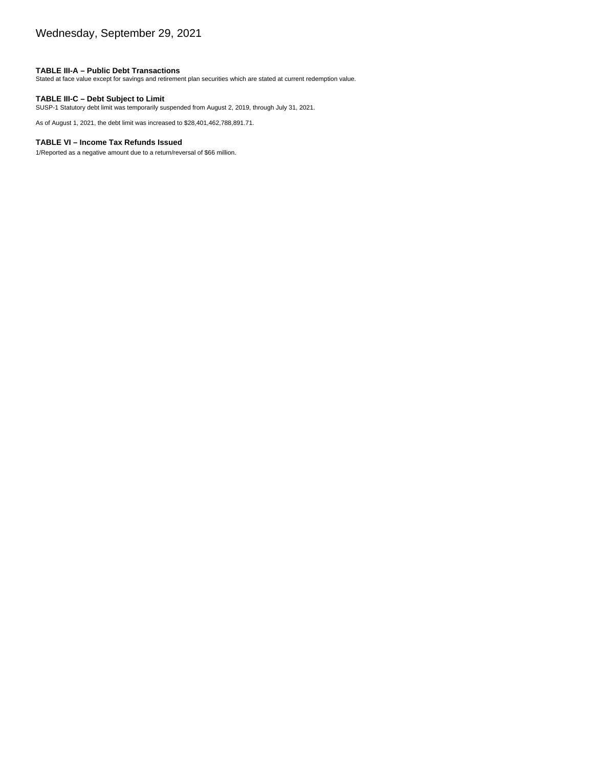Wednesday, September 29, 2021

### TABLE III-A – Public Debt Transactions

Stated at face value except for savings and retirement plan securities which are stated at current redemption value.

### TABLE III-C – Debt Subject to Limit

SUSP-1 Statutory debt limit was temporarily suspended from August 2, 2019, through July 31, 2021.

As of August 1, 2021, the debt limit was increased to $28,401,462,788,891.71.

### TABLE VI – Income Tax Refunds Issued

1/Reported as a negative amount due to a return/reversal of $66 million.